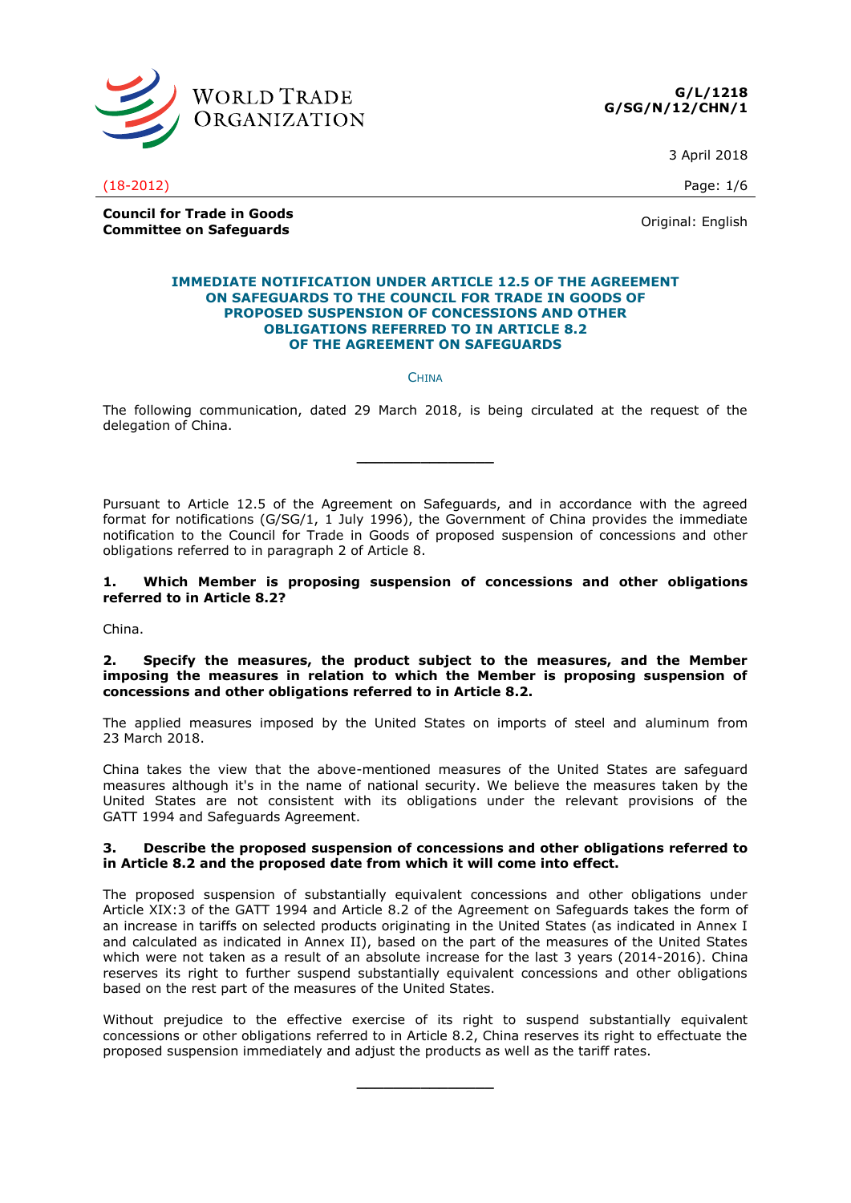**G/L/1218**
**G/SG/N/12/CHN/1**

3 April 2018

(18-2012)

**Council for Trade in Goods**
**Committee on Safeguards**

Original: English

## IMMEDIATE NOTIFICATION UNDER ARTICLE 12.5 OF THE AGREEMENT ON SAFEGUARDS TO THE COUNCIL FOR TRADE IN GOODS OF PROPOSED SUSPENSION OF CONCESSIONS AND OTHER OBLIGATIONS REFERRED TO IN ARTICLE 8.2 OF THE AGREEMENT ON SAFEGUARDS

CHINA

The following communication, dated 29 March 2018, is being circulated at the request of the delegation of China.

---

Pursuant to Article 12.5 of the Agreement on Safeguards, and in accordance with the agreed format for notifications (G/SG/1, 1 July 1996), the Government of China provides the immediate notification to the Council for Trade in Goods of proposed suspension of concessions and other obligations referred to in paragraph 2 of Article 8.

**1. Which Member is proposing suspension of concessions and other obligations referred to in Article 8.2?**

China.

**2. Specify the measures, the product subject to the measures, and the Member imposing the measures in relation to which the Member is proposing suspension of concessions and other obligations referred to in Article 8.2.**

The applied measures imposed by the United States on imports of steel and aluminum from 23 March 2018.

China takes the view that the above-mentioned measures of the United States are safeguard measures although it's in the name of national security. We believe the measures taken by the United States are not consistent with its obligations under the relevant provisions of the GATT 1994 and Safeguards Agreement.

**3. Describe the proposed suspension of concessions and other obligations referred to in Article 8.2 and the proposed date from which it will come into effect.**

The proposed suspension of substantially equivalent concessions and other obligations under Article XIX:3 of the GATT 1994 and Article 8.2 of the Agreement on Safeguards takes the form of an increase in tariffs on selected products originating in the United States (as indicated in Annex I and calculated as indicated in Annex II), based on the part of the measures of the United States which were not taken as a result of an absolute increase for the last 3 years (2014-2016). China reserves its right to further suspend substantially equivalent concessions and other obligations based on the rest part of the measures of the United States.

Without prejudice to the effective exercise of its right to suspend substantially equivalent concessions or other obligations referred to in Article 8.2, China reserves its right to effectuate the proposed suspension immediately and adjust the products as well as the tariff rates.

---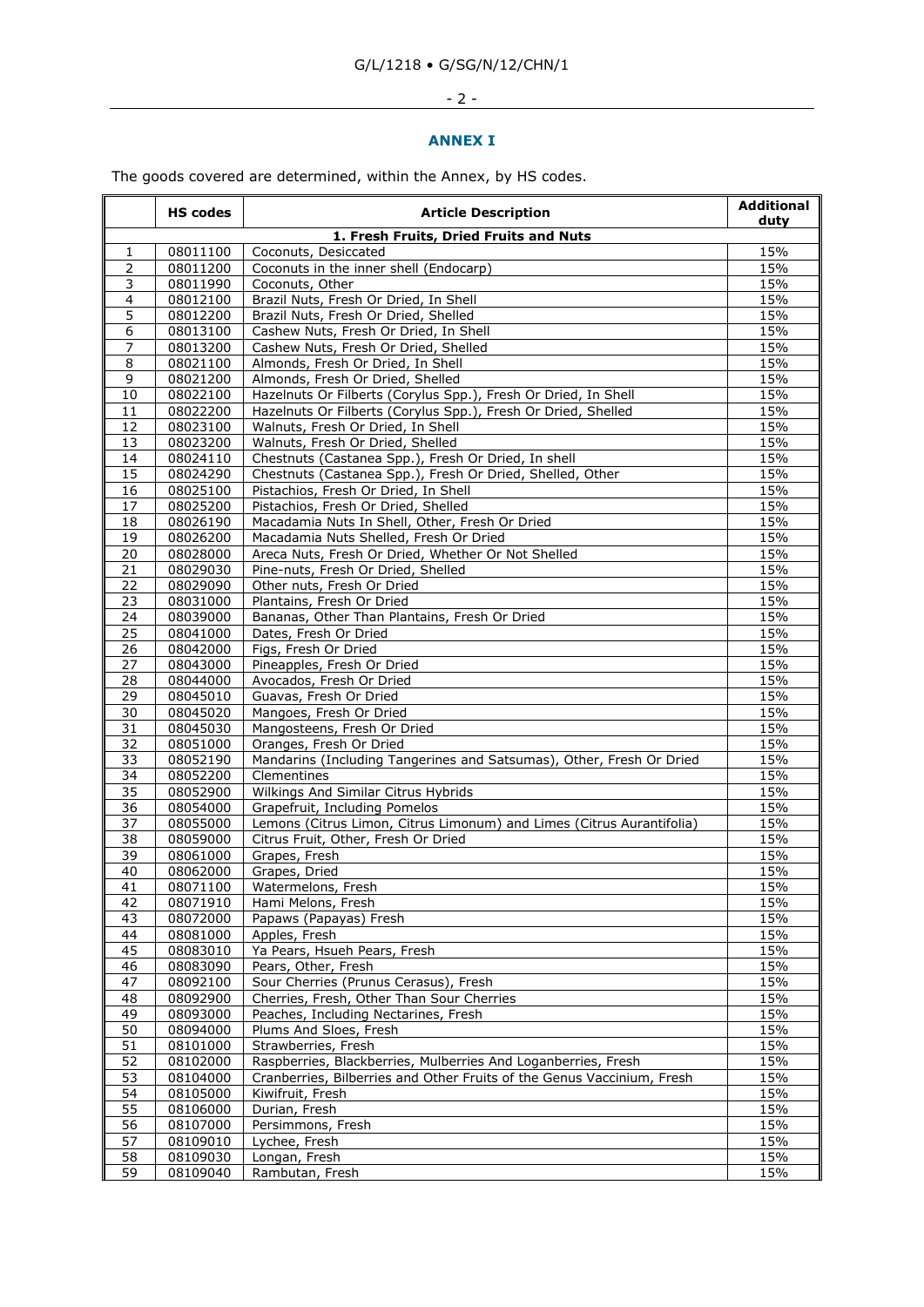## ANNEX I

The goods covered are determined, within the Annex, by HS codes.

| | HS codes | Article Description | Additional duty |
|---|---|---|---|
| **1. Fresh Fruits, Dried Fruits and Nuts** | | | |
| 1 | 08011100 | Coconuts, Desiccated | 15% |
| 2 | 08011200 | Coconuts in the inner shell (Endocarp) | 15% |
| 3 | 08011990 | Coconuts, Other | 15% |
| 4 | 08012100 | Brazil Nuts, Fresh Or Dried, In Shell | 15% |
| 5 | 08012200 | Brazil Nuts, Fresh Or Dried, Shelled | 15% |
| 6 | 08013100 | Cashew Nuts, Fresh Or Dried, In Shell | 15% |
| 7 | 08013200 | Cashew Nuts, Fresh Or Dried, Shelled | 15% |
| 8 | 08021100 | Almonds, Fresh Or Dried, In Shell | 15% |
| 9 | 08021200 | Almonds, Fresh Or Dried, Shelled | 15% |
| 10 | 08022100 | Hazelnuts Or Filberts (Corylus Spp.), Fresh Or Dried, In Shell | 15% |
| 11 | 08022200 | Hazelnuts Or Filberts (Corylus Spp.), Fresh Or Dried, Shelled | 15% |
| 12 | 08023100 | Walnuts, Fresh Or Dried, In Shell | 15% |
| 13 | 08023200 | Walnuts, Fresh Or Dried, Shelled | 15% |
| 14 | 08024110 | Chestnuts (Castanea Spp.), Fresh Or Dried, In shell | 15% |
| 15 | 08024290 | Chestnuts (Castanea Spp.), Fresh Or Dried, Shelled, Other | 15% |
| 16 | 08025100 | Pistachios, Fresh Or Dried, In Shell | 15% |
| 17 | 08025200 | Pistachios, Fresh Or Dried, Shelled | 15% |
| 18 | 08026190 | Macadamia Nuts In Shell, Other, Fresh Or Dried | 15% |
| 19 | 08026200 | Macadamia Nuts Shelled, Fresh Or Dried | 15% |
| 20 | 08028000 | Areca Nuts, Fresh Or Dried, Whether Or Not Shelled | 15% |
| 21 | 08029030 | Pine-nuts, Fresh Or Dried, Shelled | 15% |
| 22 | 08029090 | Other nuts, Fresh Or Dried | 15% |
| 23 | 08031000 | Plantains, Fresh Or Dried | 15% |
| 24 | 08039000 | Bananas, Other Than Plantains, Fresh Or Dried | 15% |
| 25 | 08041000 | Dates, Fresh Or Dried | 15% |
| 26 | 08042000 | Figs, Fresh Or Dried | 15% |
| 27 | 08043000 | Pineapples, Fresh Or Dried | 15% |
| 28 | 08044000 | Avocados, Fresh Or Dried | 15% |
| 29 | 08045010 | Guavas, Fresh Or Dried | 15% |
| 30 | 08045020 | Mangoes, Fresh Or Dried | 15% |
| 31 | 08045030 | Mangosteens, Fresh Or Dried | 15% |
| 32 | 08051000 | Oranges, Fresh Or Dried | 15% |
| 33 | 08052190 | Mandarins (Including Tangerines and Satsumas), Other, Fresh Or Dried | 15% |
| 34 | 08052200 | Clementines | 15% |
| 35 | 08052900 | Wilkings And Similar Citrus Hybrids | 15% |
| 36 | 08054000 | Grapefruit, Including Pomelos | 15% |
| 37 | 08055000 | Lemons (Citrus Limon, Citrus Limonum) and Limes (Citrus Aurantifolia) | 15% |
| 38 | 08059000 | Citrus Fruit, Other, Fresh Or Dried | 15% |
| 39 | 08061000 | Grapes, Fresh | 15% |
| 40 | 08062000 | Grapes, Dried | 15% |
| 41 | 08071100 | Watermelons, Fresh | 15% |
| 42 | 08071910 | Hami Melons, Fresh | 15% |
| 43 | 08072000 | Papaws (Papayas) Fresh | 15% |
| 44 | 08081000 | Apples, Fresh | 15% |
| 45 | 08083010 | Ya Pears, Hsueh Pears, Fresh | 15% |
| 46 | 08083090 | Pears, Other, Fresh | 15% |
| 47 | 08092100 | Sour Cherries (Prunus Cerasus), Fresh | 15% |
| 48 | 08092900 | Cherries, Fresh, Other Than Sour Cherries | 15% |
| 49 | 08093000 | Peaches, Including Nectarines, Fresh | 15% |
| 50 | 08094000 | Plums And Sloes, Fresh | 15% |
| 51 | 08101000 | Strawberries, Fresh | 15% |
| 52 | 08102000 | Raspberries, Blackberries, Mulberries And Loganberries, Fresh | 15% |
| 53 | 08104000 | Cranberries, Bilberries and Other Fruits of the Genus Vaccinium, Fresh | 15% |
| 54 | 08105000 | Kiwifruit, Fresh | 15% |
| 55 | 08106000 | Durian, Fresh | 15% |
| 56 | 08107000 | Persimmons, Fresh | 15% |
| 57 | 08109010 | Lychee, Fresh | 15% |
| 58 | 08109030 | Longan, Fresh | 15% |
| 59 | 08109040 | Rambutan, Fresh | 15% |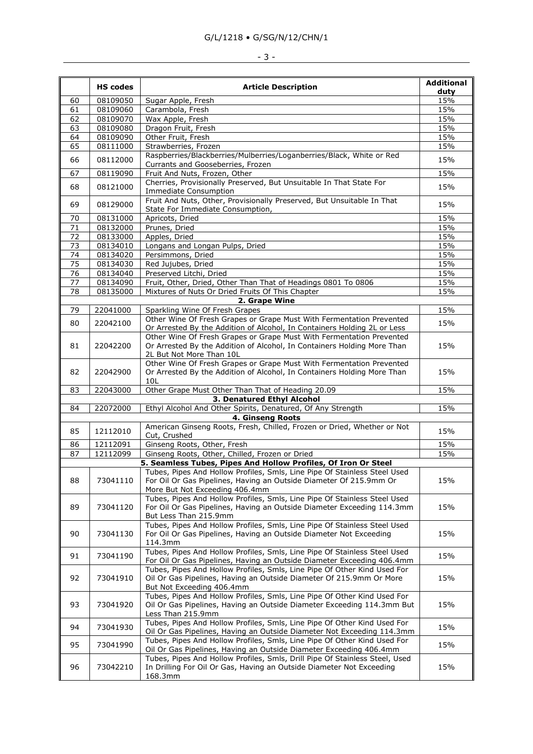|  | HS codes | Article Description | Additional duty |
|---|---|---|---|
| 60 | 08109050 | Sugar Apple, Fresh | 15% |
| 61 | 08109060 | Carambola, Fresh | 15% |
| 62 | 08109070 | Wax Apple, Fresh | 15% |
| 63 | 08109080 | Dragon Fruit, Fresh | 15% |
| 64 | 08109090 | Other Fruit, Fresh | 15% |
| 65 | 08111000 | Strawberries, Frozen | 15% |
| 66 | 08112000 | Raspberries/Blackberries/Mulberries/Loganberries/Black, White or Red Currants and Gooseberries, Frozen | 15% |
| 67 | 08119090 | Fruit And Nuts, Frozen, Other | 15% |
| 68 | 08121000 | Cherries, Provisionally Preserved, But Unsuitable In That State For Immediate Consumption | 15% |
| 69 | 08129000 | Fruit And Nuts, Other, Provisionally Preserved, But Unsuitable In That State For Immediate Consumption, | 15% |
| 70 | 08131000 | Apricots, Dried | 15% |
| 71 | 08132000 | Prunes, Dried | 15% |
| 72 | 08133000 | Apples, Dried | 15% |
| 73 | 08134010 | Longans and Longan Pulps, Dried | 15% |
| 74 | 08134020 | Persimmons, Dried | 15% |
| 75 | 08134030 | Red Jujubes, Dried | 15% |
| 76 | 08134040 | Preserved Litchi, Dried | 15% |
| 77 | 08134090 | Fruit, Other, Dried, Other Than That of Headings 0801 To 0806 | 15% |
| 78 | 08135000 | Mixtures of Nuts Or Dried Fruits Of This Chapter | 15% |
|  |  | **2. Grape Wine** |  |
| 79 | 22041000 | Sparkling Wine Of Fresh Grapes | 15% |
| 80 | 22042100 | Other Wine Of Fresh Grapes or Grape Must With Fermentation Prevented Or Arrested By the Addition of Alcohol, In Containers Holding 2L or Less | 15% |
| 81 | 22042200 | Other Wine Of Fresh Grapes or Grape Must With Fermentation Prevented Or Arrested By the Addition of Alcohol, In Containers Holding More Than 2L But Not More Than 10L | 15% |
| 82 | 22042900 | Other Wine Of Fresh Grapes or Grape Must With Fermentation Prevented Or Arrested By the Addition of Alcohol, In Containers Holding More Than 10L | 15% |
| 83 | 22043000 | Other Grape Must Other Than That of Heading 20.09 | 15% |
|  |  | **3. Denatured Ethyl Alcohol** |  |
| 84 | 22072000 | Ethyl Alcohol And Other Spirits, Denatured, Of Any Strength | 15% |
|  |  | **4. Ginseng Roots** |  |
| 85 | 12112010 | American Ginseng Roots, Fresh, Chilled, Frozen or Dried, Whether or Not Cut, Crushed | 15% |
| 86 | 12112091 | Ginseng Roots, Other, Fresh | 15% |
| 87 | 12112099 | Ginseng Roots, Other, Chilled, Frozen or Dried | 15% |
|  |  | **5. Seamless Tubes, Pipes And Hollow Profiles, Of Iron Or Steel** |  |
| 88 | 73041110 | Tubes, Pipes And Hollow Profiles, Smls, Line Pipe Of Stainless Steel Used For Oil Or Gas Pipelines, Having an Outside Diameter Of 215.9mm Or More But Not Exceeding 406.4mm | 15% |
| 89 | 73041120 | Tubes, Pipes And Hollow Profiles, Smls, Line Pipe Of Stainless Steel Used For Oil Or Gas Pipelines, Having an Outside Diameter Exceeding 114.3mm But Less Than 215.9mm | 15% |
| 90 | 73041130 | Tubes, Pipes And Hollow Profiles, Smls, Line Pipe Of Stainless Steel Used For Oil Or Gas Pipelines, Having an Outside Diameter Not Exceeding 114.3mm | 15% |
| 91 | 73041190 | Tubes, Pipes And Hollow Profiles, Smls, Line Pipe Of Stainless Steel Used For Oil Or Gas Pipelines, Having an Outside Diameter Exceeding 406.4mm | 15% |
| 92 | 73041910 | Tubes, Pipes And Hollow Profiles, Smls, Line Pipe Of Other Kind Used For Oil Or Gas Pipelines, Having an Outside Diameter Of 215.9mm Or More But Not Exceeding 406.4mm | 15% |
| 93 | 73041920 | Tubes, Pipes And Hollow Profiles, Smls, Line Pipe Of Other Kind Used For Oil Or Gas Pipelines, Having an Outside Diameter Exceeding 114.3mm But Less Than 215.9mm | 15% |
| 94 | 73041930 | Tubes, Pipes And Hollow Profiles, Smls, Line Pipe Of Other Kind Used For Oil Or Gas Pipelines, Having an Outside Diameter Not Exceeding 114.3mm | 15% |
| 95 | 73041990 | Tubes, Pipes And Hollow Profiles, Smls, Line Pipe Of Other Kind Used For Oil Or Gas Pipelines, Having an Outside Diameter Exceeding 406.4mm | 15% |
| 96 | 73042210 | Tubes, Pipes And Hollow Profiles, Smls, Drill Pipe Of Stainless Steel, Used In Drilling For Oil Or Gas, Having an Outside Diameter Not Exceeding 168.3mm | 15% |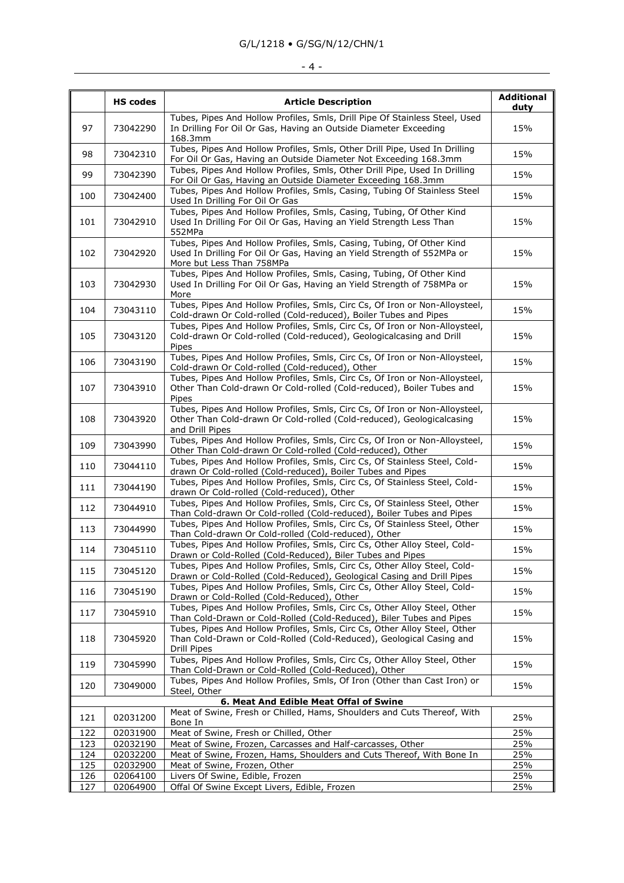| | HS codes | Article Description | Additional duty |
|---|---|---|---|
| 97 | 73042290 | Tubes, Pipes And Hollow Profiles, Smls, Drill Pipe Of Stainless Steel, Used In Drilling For Oil Or Gas, Having an Outside Diameter Exceeding 168.3mm | 15% |
| 98 | 73042310 | Tubes, Pipes And Hollow Profiles, Smls, Other Drill Pipe, Used In Drilling For Oil Or Gas, Having an Outside Diameter Not Exceeding 168.3mm | 15% |
| 99 | 73042390 | Tubes, Pipes And Hollow Profiles, Smls, Other Drill Pipe, Used In Drilling For Oil Or Gas, Having an Outside Diameter Exceeding 168.3mm | 15% |
| 100 | 73042400 | Tubes, Pipes And Hollow Profiles, Smls, Casing, Tubing Of Stainless Steel Used In Drilling For Oil Or Gas | 15% |
| 101 | 73042910 | Tubes, Pipes And Hollow Profiles, Smls, Casing, Tubing, Of Other Kind Used In Drilling For Oil Or Gas, Having an Yield Strength Less Than 552MPa | 15% |
| 102 | 73042920 | Tubes, Pipes And Hollow Profiles, Smls, Casing, Tubing, Of Other Kind Used In Drilling For Oil Or Gas, Having an Yield Strength of 552MPa or More but Less Than 758MPa | 15% |
| 103 | 73042930 | Tubes, Pipes And Hollow Profiles, Smls, Casing, Tubing, Of Other Kind Used In Drilling For Oil Or Gas, Having an Yield Strength of 758MPa or More | 15% |
| 104 | 73043110 | Tubes, Pipes And Hollow Profiles, Smls, Circ Cs, Of Iron or Non-Alloysteel, Cold-drawn Or Cold-rolled (Cold-reduced), Boiler Tubes and Pipes | 15% |
| 105 | 73043120 | Tubes, Pipes And Hollow Profiles, Smls, Circ Cs, Of Iron or Non-Alloysteel, Cold-drawn Or Cold-rolled (Cold-reduced), Geologicalcasing and Drill Pipes | 15% |
| 106 | 73043190 | Tubes, Pipes And Hollow Profiles, Smls, Circ Cs, Of Iron or Non-Alloysteel, Cold-drawn Or Cold-rolled (Cold-reduced), Other | 15% |
| 107 | 73043910 | Tubes, Pipes And Hollow Profiles, Smls, Circ Cs, Of Iron or Non-Alloysteel, Other Than Cold-drawn Or Cold-rolled (Cold-reduced), Boiler Tubes and Pipes | 15% |
| 108 | 73043920 | Tubes, Pipes And Hollow Profiles, Smls, Circ Cs, Of Iron or Non-Alloysteel, Other Than Cold-drawn Or Cold-rolled (Cold-reduced), Geologicalcasing and Drill Pipes | 15% |
| 109 | 73043990 | Tubes, Pipes And Hollow Profiles, Smls, Circ Cs, Of Iron or Non-Alloysteel, Other Than Cold-drawn Or Cold-rolled (Cold-reduced), Other | 15% |
| 110 | 73044110 | Tubes, Pipes And Hollow Profiles, Smls, Circ Cs, Of Stainless Steel, Cold-drawn Or Cold-rolled (Cold-reduced), Boiler Tubes and Pipes | 15% |
| 111 | 73044190 | Tubes, Pipes And Hollow Profiles, Smls, Circ Cs, Of Stainless Steel, Cold-drawn Or Cold-rolled (Cold-reduced), Other | 15% |
| 112 | 73044910 | Tubes, Pipes And Hollow Profiles, Smls, Circ Cs, Of Stainless Steel, Other Than Cold-drawn Or Cold-rolled (Cold-reduced), Boiler Tubes and Pipes | 15% |
| 113 | 73044990 | Tubes, Pipes And Hollow Profiles, Smls, Circ Cs, Of Stainless Steel, Other Than Cold-drawn Or Cold-rolled (Cold-reduced), Other | 15% |
| 114 | 73045110 | Tubes, Pipes And Hollow Profiles, Smls, Circ Cs, Other Alloy Steel, Cold-Drawn or Cold-Rolled (Cold-Reduced), Biler Tubes and Pipes | 15% |
| 115 | 73045120 | Tubes, Pipes And Hollow Profiles, Smls, Circ Cs, Other Alloy Steel, Cold-Drawn or Cold-Rolled (Cold-Reduced), Geological Casing and Drill Pipes | 15% |
| 116 | 73045190 | Tubes, Pipes And Hollow Profiles, Smls, Circ Cs, Other Alloy Steel, Cold-Drawn or Cold-Rolled (Cold-Reduced), Other | 15% |
| 117 | 73045910 | Tubes, Pipes And Hollow Profiles, Smls, Circ Cs, Other Alloy Steel, Other Than Cold-Drawn or Cold-Rolled (Cold-Reduced), Biler Tubes and Pipes | 15% |
| 118 | 73045920 | Tubes, Pipes And Hollow Profiles, Smls, Circ Cs, Other Alloy Steel, Other Than Cold-Drawn or Cold-Rolled (Cold-Reduced), Geological Casing and Drill Pipes | 15% |
| 119 | 73045990 | Tubes, Pipes And Hollow Profiles, Smls, Circ Cs, Other Alloy Steel, Other Than Cold-Drawn or Cold-Rolled (Cold-Reduced), Other | 15% |
| 120 | 73049000 | Tubes, Pipes And Hollow Profiles, Smls, Of Iron (Other than Cast Iron) or Steel, Other | 15% |
| **6. Meat And Edible Meat Offal of Swine** | | | |
| 121 | 02031200 | Meat of Swine, Fresh or Chilled, Hams, Shoulders and Cuts Thereof, With Bone In | 25% |
| 122 | 02031900 | Meat of Swine, Fresh or Chilled, Other | 25% |
| 123 | 02032190 | Meat of Swine, Frozen, Carcasses and Half-carcasses, Other | 25% |
| 124 | 02032200 | Meat of Swine, Frozen, Hams, Shoulders and Cuts Thereof, With Bone In | 25% |
| 125 | 02032900 | Meat of Swine, Frozen, Other | 25% |
| 126 | 02064100 | Livers Of Swine, Edible, Frozen | 25% |
| 127 | 02064900 | Offal Of Swine Except Livers, Edible, Frozen | 25% |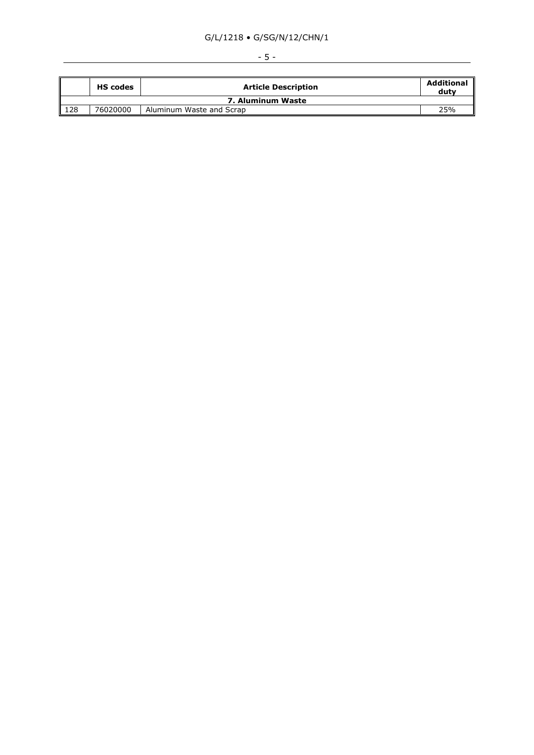|  | HS codes | Article Description | Additional duty |
|---|---|---|---|
| **7. Aluminum Waste** | | | |
| 128 | 76020000 | Aluminum Waste and Scrap | 25% |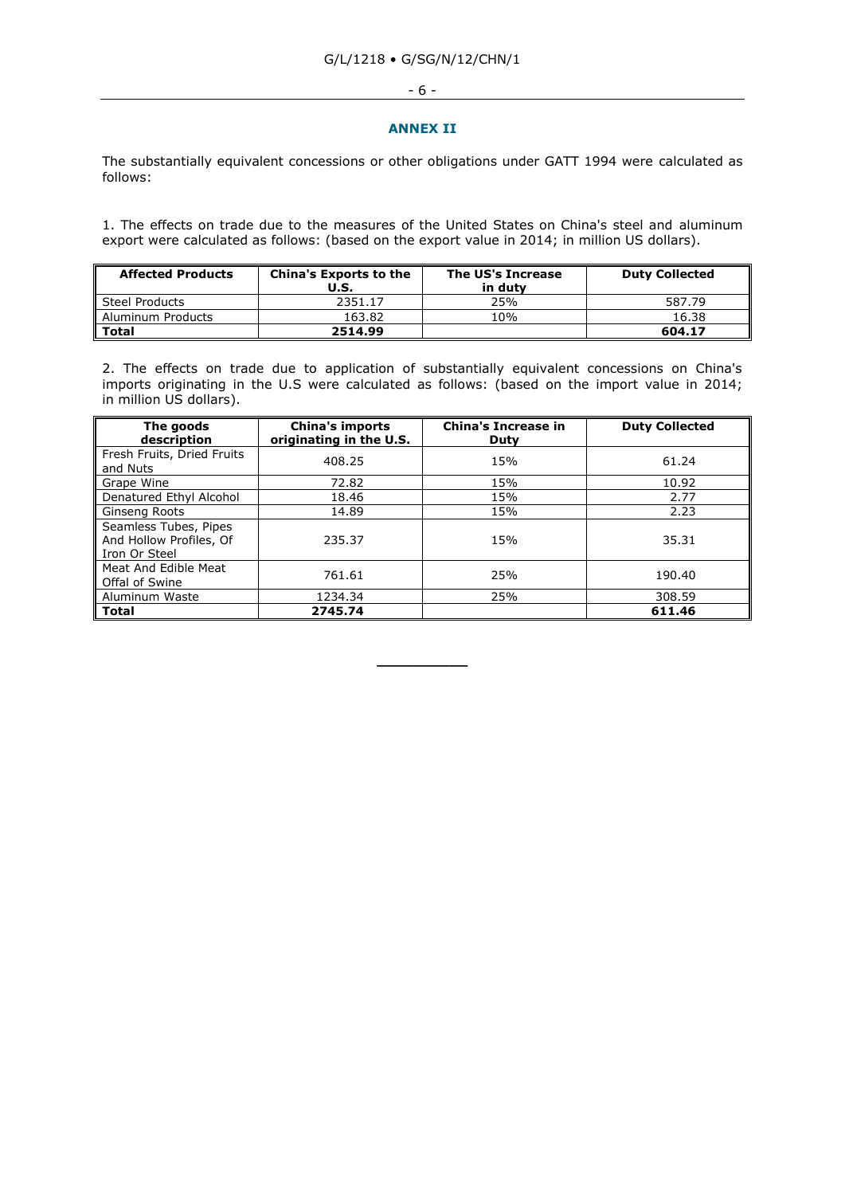## ANNEX II

The substantially equivalent concessions or other obligations under GATT 1994 were calculated as follows:

1. The effects on trade due to the measures of the United States on China's steel and aluminum export were calculated as follows: (based on the export value in 2014; in million US dollars).

| Affected Products | China's Exports to the U.S. | The US's Increase in duty | Duty Collected |
|---|---|---|---|
| Steel Products | 2351.17 | 25% | 587.79 |
| Aluminum Products | 163.82 | 10% | 16.38 |
| **Total** | **2514.99** | | **604.17** |

2. The effects on trade due to application of substantially equivalent concessions on China's imports originating in the U.S were calculated as follows: (based on the import value in 2014; in million US dollars).

| The goods description | China's imports originating in the U.S. | China's Increase in Duty | Duty Collected |
|---|---|---|---|
| Fresh Fruits, Dried Fruits and Nuts | 408.25 | 15% | 61.24 |
| Grape Wine | 72.82 | 15% | 10.92 |
| Denatured Ethyl Alcohol | 18.46 | 15% | 2.77 |
| Ginseng Roots | 14.89 | 15% | 2.23 |
| Seamless Tubes, Pipes And Hollow Profiles, Of Iron Or Steel | 235.37 | 15% | 35.31 |
| Meat And Edible Meat Offal of Swine | 761.61 | 25% | 190.40 |
| Aluminum Waste | 1234.34 | 25% | 308.59 |
| **Total** | **2745.74** | | **611.46** |